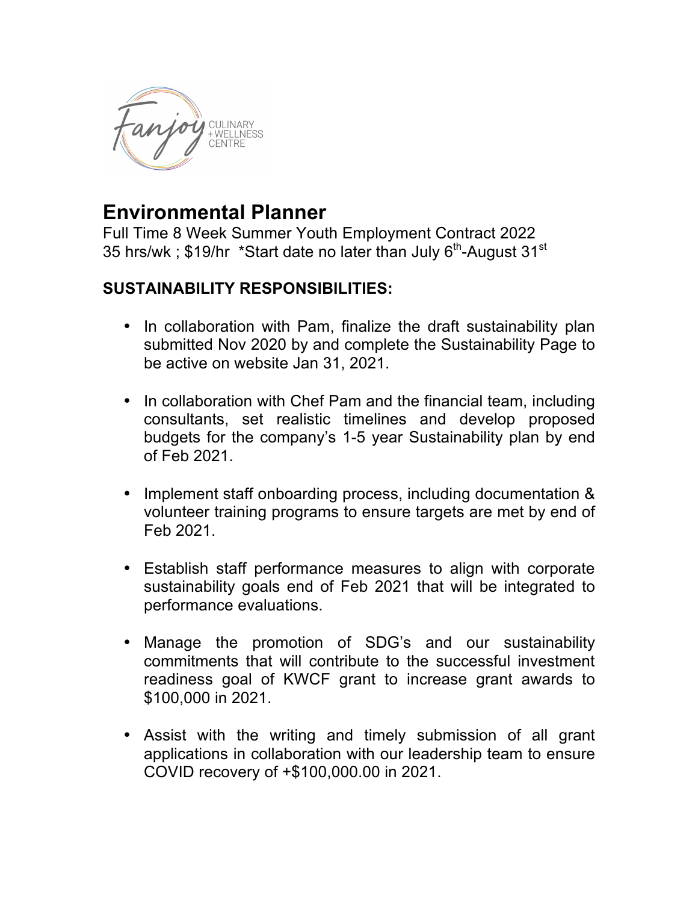Fanjoy CULINARY + WELLNESS CENTRE

# Environmental Planner

Full Time 8 Week Summer Youth Employment Contract 2022
35 hrs/wk ; $19/hr *Start date no later than July 6th-August 31st

## SUSTAINABILITY RESPONSIBILITIES:

- In collaboration with Pam, finalize the draft sustainability plan submitted Nov 2020 by and complete the Sustainability Page to be active on website Jan 31, 2021.
- In collaboration with Chef Pam and the financial team, including consultants, set realistic timelines and develop proposed budgets for the company's 1-5 year Sustainability plan by end of Feb 2021.
- Implement staff onboarding process, including documentation & volunteer training programs to ensure targets are met by end of Feb 2021.
- Establish staff performance measures to align with corporate sustainability goals end of Feb 2021 that will be integrated to performance evaluations.
- Manage the promotion of SDG's and our sustainability commitments that will contribute to the successful investment readiness goal of KWCF grant to increase grant awards to $100,000 in 2021.
- Assist with the writing and timely submission of all grant applications in collaboration with our leadership team to ensure COVID recovery of +$100,000.00 in 2021.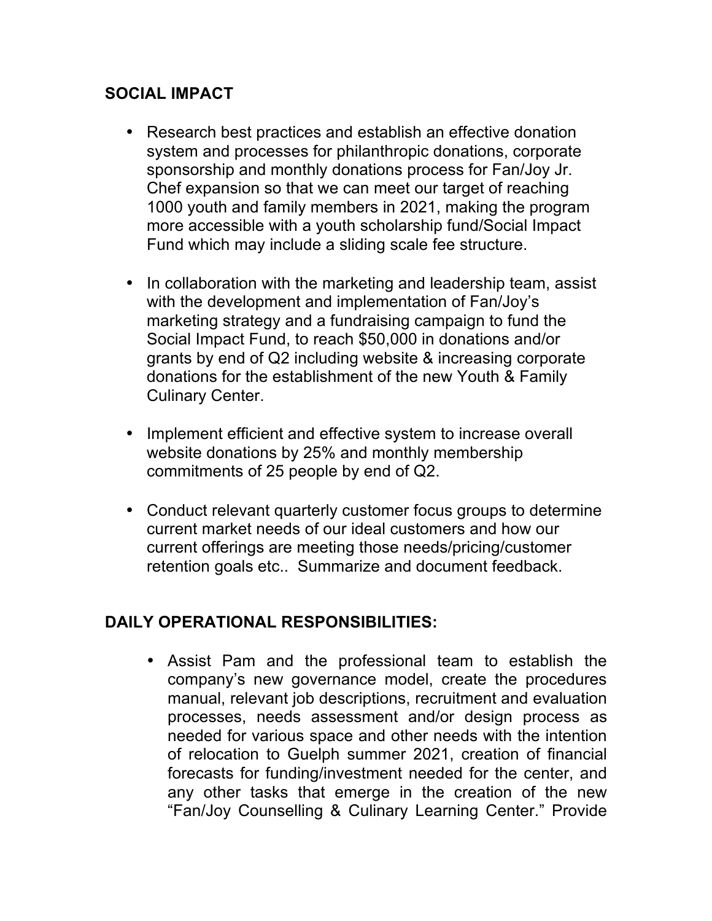## SOCIAL IMPACT

- Research best practices and establish an effective donation system and processes for philanthropic donations, corporate sponsorship and monthly donations process for Fan/Joy Jr. Chef expansion so that we can meet our target of reaching 1000 youth and family members in 2021, making the program more accessible with a youth scholarship fund/Social Impact Fund which may include a sliding scale fee structure.

- In collaboration with the marketing and leadership team, assist with the development and implementation of Fan/Joy's marketing strategy and a fundraising campaign to fund the Social Impact Fund, to reach $50,000 in donations and/or grants by end of Q2 including website & increasing corporate donations for the establishment of the new Youth & Family Culinary Center.

- Implement efficient and effective system to increase overall website donations by 25% and monthly membership commitments of 25 people by end of Q2.

- Conduct relevant quarterly customer focus groups to determine current market needs of our ideal customers and how our current offerings are meeting those needs/pricing/customer retention goals etc.. Summarize and document feedback.

## DAILY OPERATIONAL RESPONSIBILITIES:

- Assist Pam and the professional team to establish the company's new governance model, create the procedures manual, relevant job descriptions, recruitment and evaluation processes, needs assessment and/or design process as needed for various space and other needs with the intention of relocation to Guelph summer 2021, creation of financial forecasts for funding/investment needed for the center, and any other tasks that emerge in the creation of the new "Fan/Joy Counselling & Culinary Learning Center." Provide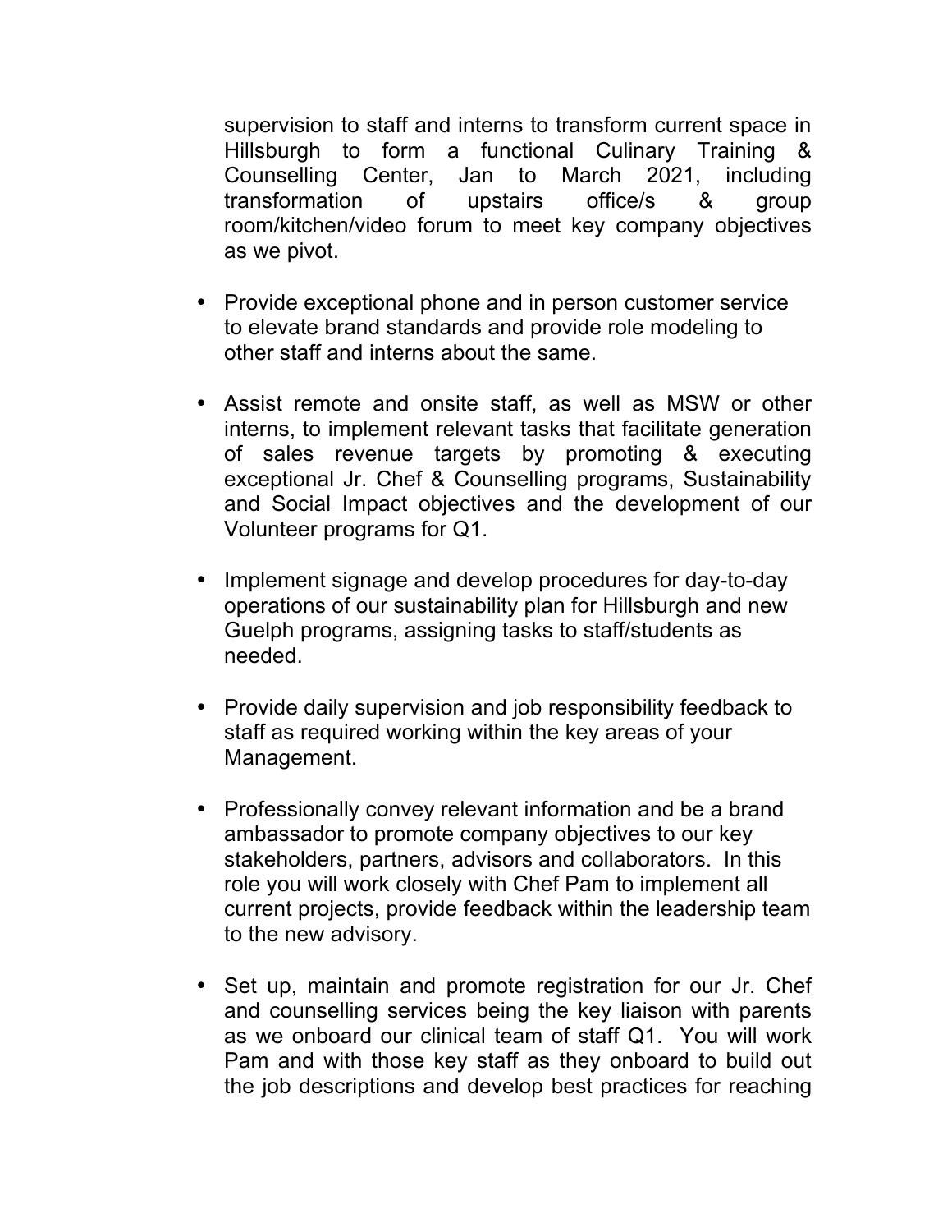supervision to staff and interns to transform current space in Hillsburgh to form a functional Culinary Training & Counselling Center, Jan to March 2021, including transformation of upstairs office/s & group room/kitchen/video forum to meet key company objectives as we pivot.

- Provide exceptional phone and in person customer service to elevate brand standards and provide role modeling to other staff and interns about the same.

- Assist remote and onsite staff, as well as MSW or other interns, to implement relevant tasks that facilitate generation of sales revenue targets by promoting & executing exceptional Jr. Chef & Counselling programs, Sustainability and Social Impact objectives and the development of our Volunteer programs for Q1.

- Implement signage and develop procedures for day-to-day operations of our sustainability plan for Hillsburgh and new Guelph programs, assigning tasks to staff/students as needed.

- Provide daily supervision and job responsibility feedback to staff as required working within the key areas of your Management.

- Professionally convey relevant information and be a brand ambassador to promote company objectives to our key stakeholders, partners, advisors and collaborators. In this role you will work closely with Chef Pam to implement all current projects, provide feedback within the leadership team to the new advisory.

- Set up, maintain and promote registration for our Jr. Chef and counselling services being the key liaison with parents as we onboard our clinical team of staff Q1. You will work Pam and with those key staff as they onboard to build out the job descriptions and develop best practices for reaching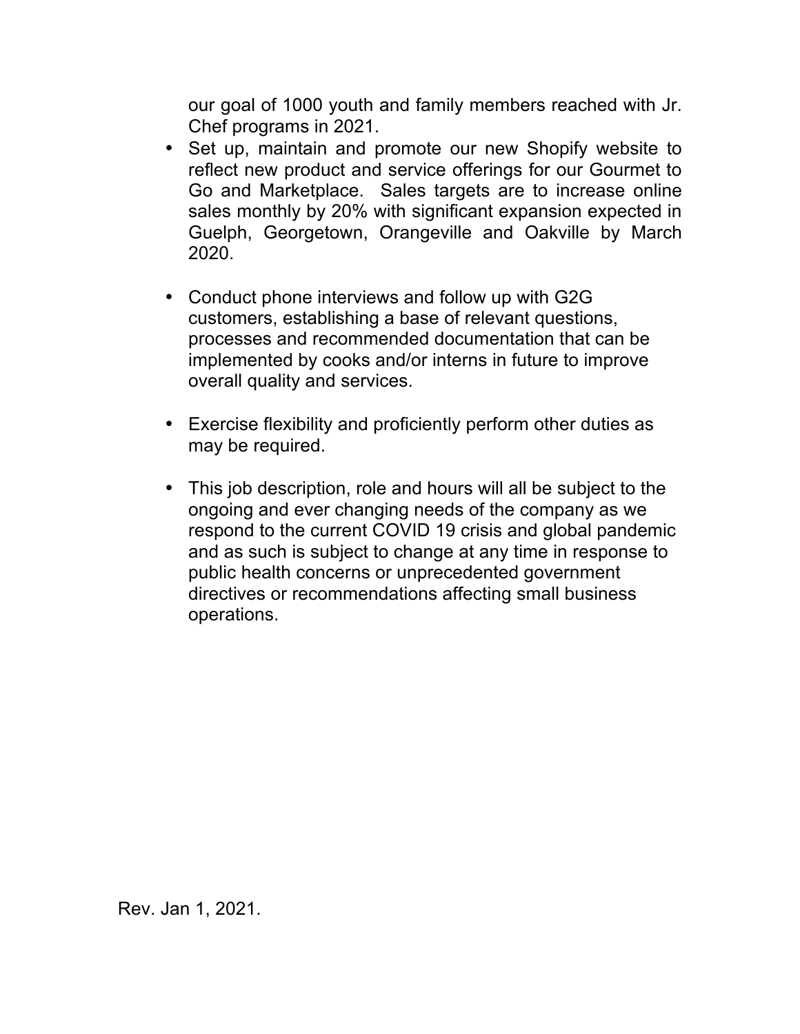our goal of 1000 youth and family members reached with Jr. Chef programs in 2021.

- Set up, maintain and promote our new Shopify website to reflect new product and service offerings for our Gourmet to Go and Marketplace. Sales targets are to increase online sales monthly by 20% with significant expansion expected in Guelph, Georgetown, Orangeville and Oakville by March 2020.

- Conduct phone interviews and follow up with G2G customers, establishing a base of relevant questions, processes and recommended documentation that can be implemented by cooks and/or interns in future to improve overall quality and services.

- Exercise flexibility and proficiently perform other duties as may be required.

- This job description, role and hours will all be subject to the ongoing and ever changing needs of the company as we respond to the current COVID 19 crisis and global pandemic and as such is subject to change at any time in response to public health concerns or unprecedented government directives or recommendations affecting small business operations.

Rev. Jan 1, 2021.